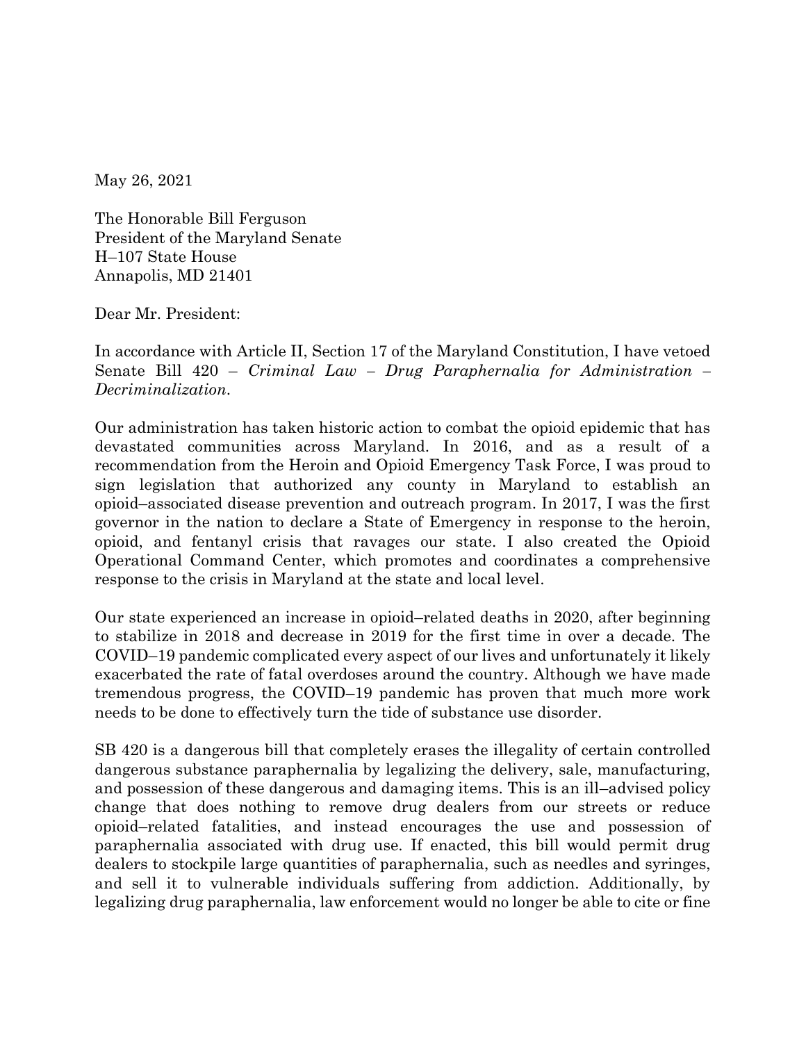May 26, 2021

The Honorable Bill Ferguson
President of the Maryland Senate
H–107 State House
Annapolis, MD 21401

Dear Mr. President:

In accordance with Article II, Section 17 of the Maryland Constitution, I have vetoed Senate Bill 420 – *Criminal Law – Drug Paraphernalia for Administration – Decriminalization*.

Our administration has taken historic action to combat the opioid epidemic that has devastated communities across Maryland. In 2016, and as a result of a recommendation from the Heroin and Opioid Emergency Task Force, I was proud to sign legislation that authorized any county in Maryland to establish an opioid–associated disease prevention and outreach program. In 2017, I was the first governor in the nation to declare a State of Emergency in response to the heroin, opioid, and fentanyl crisis that ravages our state. I also created the Opioid Operational Command Center, which promotes and coordinates a comprehensive response to the crisis in Maryland at the state and local level.

Our state experienced an increase in opioid–related deaths in 2020, after beginning to stabilize in 2018 and decrease in 2019 for the first time in over a decade. The COVID–19 pandemic complicated every aspect of our lives and unfortunately it likely exacerbated the rate of fatal overdoses around the country. Although we have made tremendous progress, the COVID–19 pandemic has proven that much more work needs to be done to effectively turn the tide of substance use disorder.

SB 420 is a dangerous bill that completely erases the illegality of certain controlled dangerous substance paraphernalia by legalizing the delivery, sale, manufacturing, and possession of these dangerous and damaging items. This is an ill–advised policy change that does nothing to remove drug dealers from our streets or reduce opioid–related fatalities, and instead encourages the use and possession of paraphernalia associated with drug use. If enacted, this bill would permit drug dealers to stockpile large quantities of paraphernalia, such as needles and syringes, and sell it to vulnerable individuals suffering from addiction. Additionally, by legalizing drug paraphernalia, law enforcement would no longer be able to cite or fine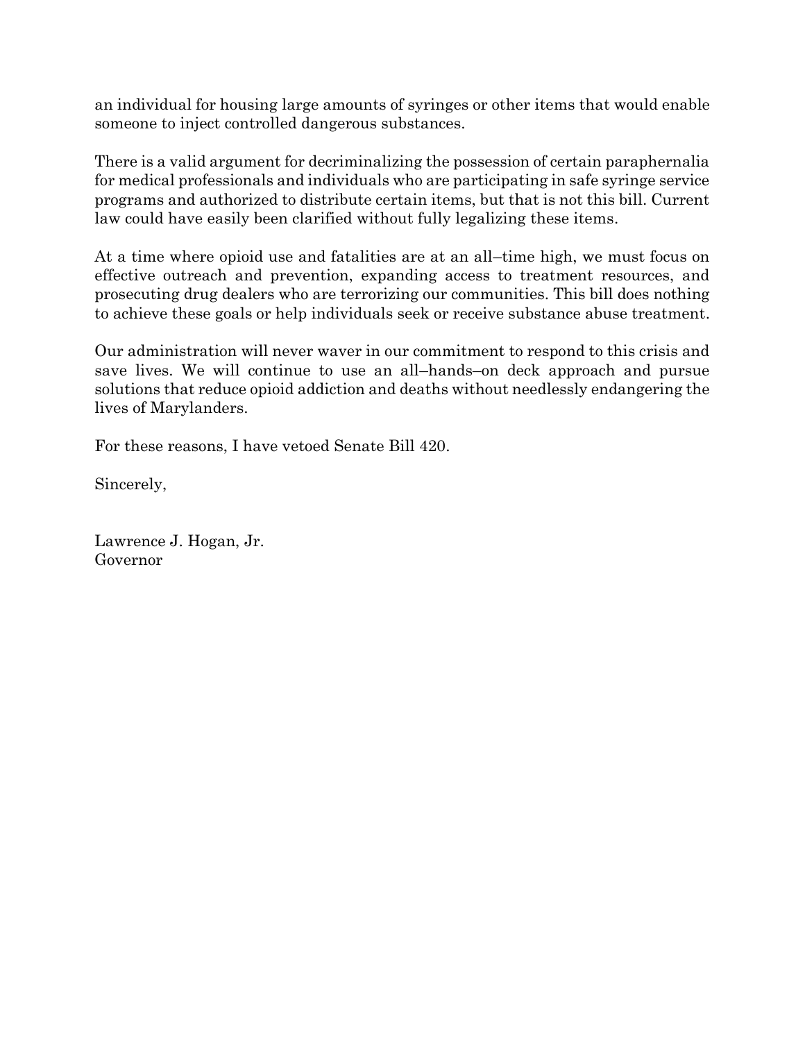an individual for housing large amounts of syringes or other items that would enable someone to inject controlled dangerous substances.

There is a valid argument for decriminalizing the possession of certain paraphernalia for medical professionals and individuals who are participating in safe syringe service programs and authorized to distribute certain items, but that is not this bill. Current law could have easily been clarified without fully legalizing these items.

At a time where opioid use and fatalities are at an all–time high, we must focus on effective outreach and prevention, expanding access to treatment resources, and prosecuting drug dealers who are terrorizing our communities. This bill does nothing to achieve these goals or help individuals seek or receive substance abuse treatment.

Our administration will never waver in our commitment to respond to this crisis and save lives. We will continue to use an all–hands–on deck approach and pursue solutions that reduce opioid addiction and deaths without needlessly endangering the lives of Marylanders.

For these reasons, I have vetoed Senate Bill 420.

Sincerely,

Lawrence J. Hogan, Jr.
Governor